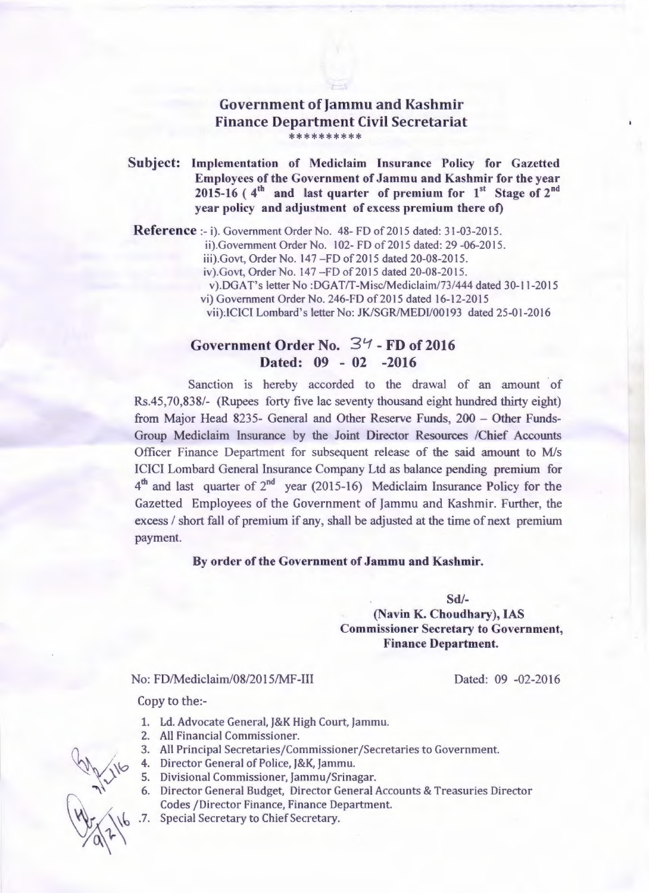# Government of Jammu and Kashmir
## Finance Department Civil Secretariat

\*\*\*\*\*\*\*\*\*\*

**Subject: Implementation of Mediclaim Insurance Policy for Gazetted Employees of the Government of Jammu and Kashmir for the year 2015-16 ( 4th and last quarter of premium for 1st Stage of 2nd year policy and adjustment of excess premium there of)**

**Reference** :- i). Government Order No. 48- FD of 2015 dated: 31-03-2015.
ii).Government Order No. 102- FD of 2015 dated: 29 -06-2015.
iii).Govt, Order No. 147 –FD of 2015 dated 20-08-2015.
iv).Govt, Order No. 147 –FD of 2015 dated 20-08-2015.
v).DGAT's letter No :DGAT/T-Misc/Mediclaim/73/444 dated 30-11-2015
vi) Government Order No. 246-FD of 2015 dated 16-12-2015
vii):ICICI Lombard's letter No: JK/SGR/MEDI/00193 dated 25-01-2016

## Government Order No. 34 - FD of 2016
## Dated: 09 - 02 -2016

Sanction is hereby accorded to the drawal of an amount of Rs.45,70,838/- (Rupees forty five lac seventy thousand eight hundred thirty eight) from Major Head 8235- General and Other Reserve Funds, 200 – Other Funds-Group Mediclaim Insurance by the Joint Director Resources /Chief Accounts Officer Finance Department for subsequent release of the said amount to M/s ICICI Lombard General Insurance Company Ltd as balance pending premium for 4th and last quarter of 2nd year (2015-16) Mediclaim Insurance Policy for the Gazetted Employees of the Government of Jammu and Kashmir. Further, the excess / short fall of premium if any, shall be adjusted at the time of next premium payment.

**By order of the Government of Jammu and Kashmir.**

**Sd/-**
**(Navin K. Choudhary), IAS**
**Commissioner Secretary to Government,**
**Finance Department.**

No: FD/Mediclaim/08/2015/MF-III Dated: 09 -02-2016

Copy to the:-

1. Ld. Advocate General, J&K High Court, Jammu.
2. All Financial Commissioner.
3. All Principal Secretaries/Commissioner/Secretaries to Government.
4. Director General of Police, J&K, Jammu.
5. Divisional Commissioner, Jammu/Srinagar.
6. Director General Budget, Director General Accounts & Treasuries Director Codes /Director Finance, Finance Department.
7. Special Secretary to Chief Secretary.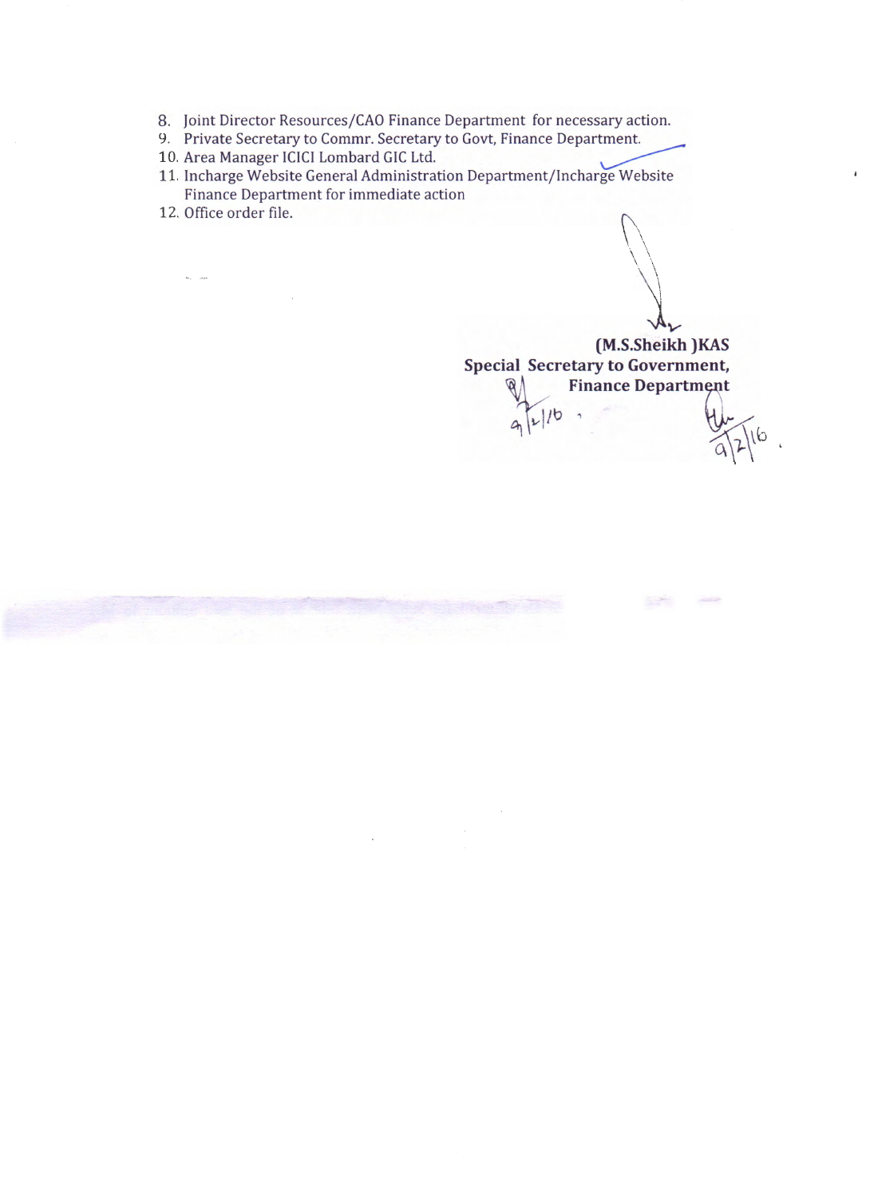8. Joint Director Resources/CAO Finance Department for necessary action.
9. Private Secretary to Commr. Secretary to Govt, Finance Department.
10. Area Manager ICICI Lombard GIC Ltd.
11. Incharge Website General Administration Department/Incharge Website Finance Department for immediate action
12. Office order file.

**(M.S.Sheikh )KAS**
**Special Secretary to Government,**
**Finance Department**

9/2/16

9/2/16